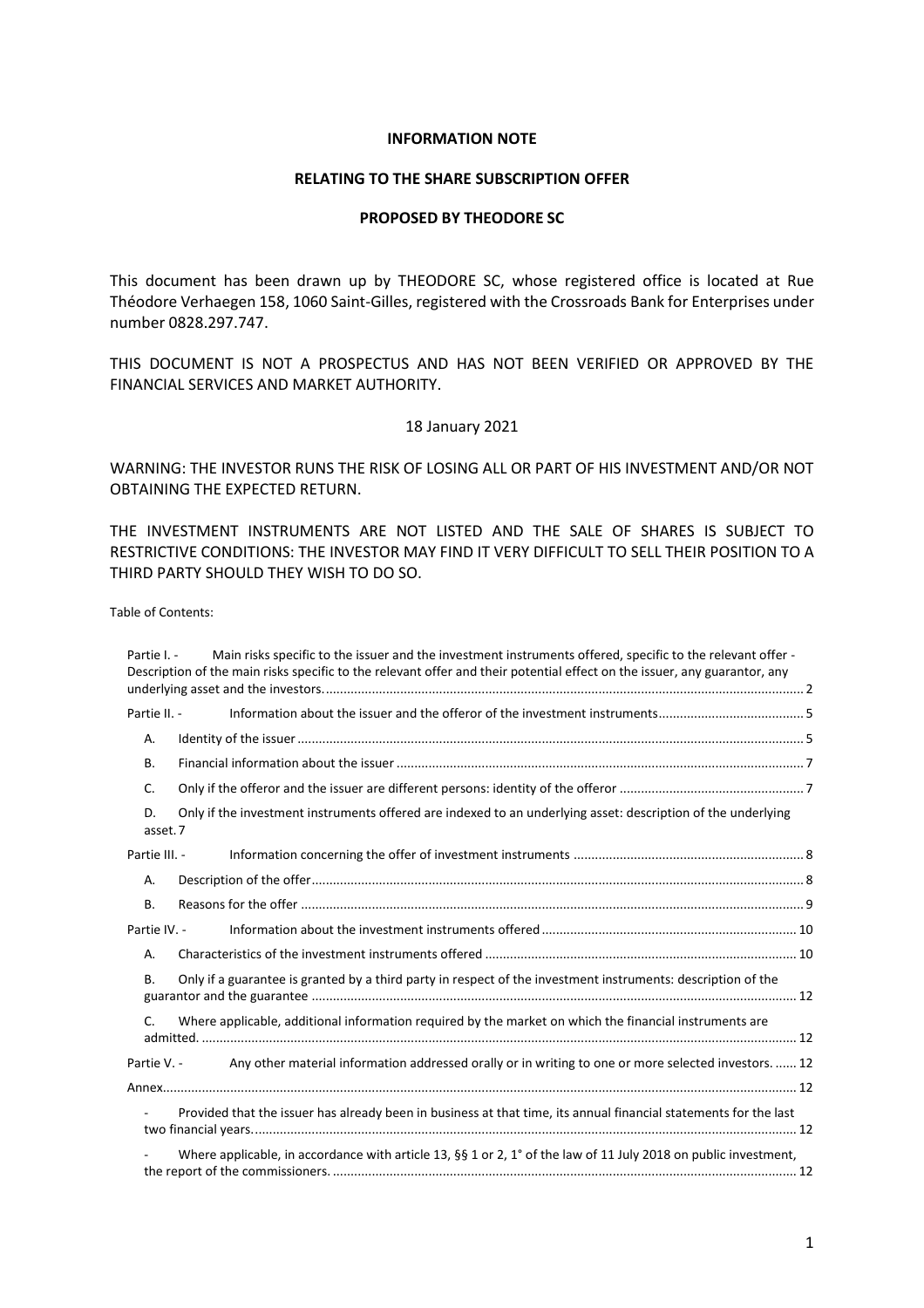**INFORMATION NOTE**

**RELATING TO THE SHARE SUBSCRIPTION OFFER**

**PROPOSED BY THEODORE SC**

This document has been drawn up by THEODORE SC, whose registered office is located at Rue Théodore Verhaegen 158, 1060 Saint-Gilles, registered with the Crossroads Bank for Enterprises under number 0828.297.747.

THIS DOCUMENT IS NOT A PROSPECTUS AND HAS NOT BEEN VERIFIED OR APPROVED BY THE FINANCIAL SERVICES AND MARKET AUTHORITY.

18 January 2021

WARNING: THE INVESTOR RUNS THE RISK OF LOSING ALL OR PART OF HIS INVESTMENT AND/OR NOT OBTAINING THE EXPECTED RETURN.

THE INVESTMENT INSTRUMENTS ARE NOT LISTED AND THE SALE OF SHARES IS SUBJECT TO RESTRICTIVE CONDITIONS: THE INVESTOR MAY FIND IT VERY DIFFICULT TO SELL THEIR POSITION TO A THIRD PARTY SHOULD THEY WISH TO DO SO.

Table of Contents:

- Partie I. - Main risks specific to the issuer and the investment instruments offered, specific to the relevant offer - Description of the main risks specific to the relevant offer and their potential effect on the issuer, any guarantor, any underlying asset and the investors. .... 2
- Partie II. - Information about the issuer and the offeror of the investment instruments .... 5
  - A. Identity of the issuer .... 5
  - B. Financial information about the issuer .... 7
  - C. Only if the offeror and the issuer are different persons: identity of the offeror .... 7
  - D. Only if the investment instruments offered are indexed to an underlying asset: description of the underlying asset. 7
- Partie III. - Information concerning the offer of investment instruments .... 8
  - A. Description of the offer .... 8
  - B. Reasons for the offer .... 9
- Partie IV. - Information about the investment instruments offered .... 10
  - A. Characteristics of the investment instruments offered .... 10
  - B. Only if a guarantee is granted by a third party in respect of the investment instruments: description of the guarantor and the guarantee .... 12
  - C. Where applicable, additional information required by the market on which the financial instruments are admitted. .... 12
- Partie V. - Any other material information addressed orally or in writing to one or more selected investors. .... 12
- Annex .... 12
  - Provided that the issuer has already been in business at that time, its annual financial statements for the last two financial years. .... 12
  - Where applicable, in accordance with article 13, §§ 1 or 2, 1° of the law of 11 July 2018 on public investment, the report of the commissioners. .... 12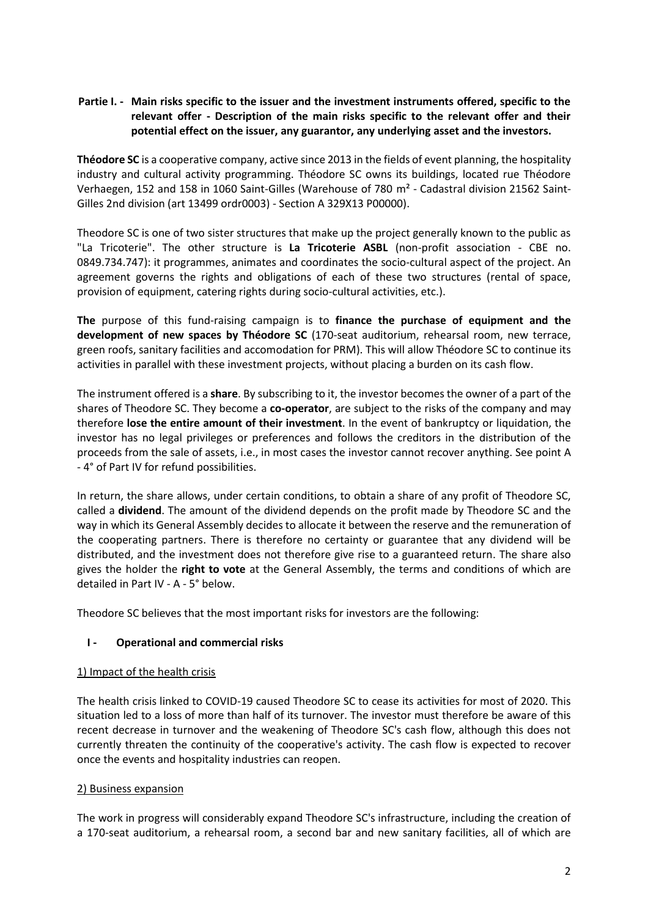## Partie I. - Main risks specific to the issuer and the investment instruments offered, specific to the relevant offer - Description of the main risks specific to the relevant offer and their potential effect on the issuer, any guarantor, any underlying asset and the investors.

**Théodore SC** is a cooperative company, active since 2013 in the fields of event planning, the hospitality industry and cultural activity programming. Théodore SC owns its buildings, located rue Théodore Verhaegen, 152 and 158 in 1060 Saint-Gilles (Warehouse of 780 m² - Cadastral division 21562 Saint-Gilles 2nd division (art 13499 ordr0003) - Section A 329X13 P00000).

Theodore SC is one of two sister structures that make up the project generally known to the public as "La Tricoterie". The other structure is **La Tricoterie ASBL** (non-profit association - CBE no. 0849.734.747): it programmes, animates and coordinates the socio-cultural aspect of the project. An agreement governs the rights and obligations of each of these two structures (rental of space, provision of equipment, catering rights during socio-cultural activities, etc.).

**The** purpose of this fund-raising campaign is to **finance the purchase of equipment and the development of new spaces by Théodore SC** (170-seat auditorium, rehearsal room, new terrace, green roofs, sanitary facilities and accomodation for PRM). This will allow Théodore SC to continue its activities in parallel with these investment projects, without placing a burden on its cash flow.

The instrument offered is a **share**. By subscribing to it, the investor becomes the owner of a part of the shares of Theodore SC. They become a **co-operator**, are subject to the risks of the company and may therefore **lose the entire amount of their investment**. In the event of bankruptcy or liquidation, the investor has no legal privileges or preferences and follows the creditors in the distribution of the proceeds from the sale of assets, i.e., in most cases the investor cannot recover anything. See point A - 4° of Part IV for refund possibilities.

In return, the share allows, under certain conditions, to obtain a share of any profit of Theodore SC, called a **dividend**. The amount of the dividend depends on the profit made by Theodore SC and the way in which its General Assembly decides to allocate it between the reserve and the remuneration of the cooperating partners. There is therefore no certainty or guarantee that any dividend will be distributed, and the investment does not therefore give rise to a guaranteed return. The share also gives the holder the **right to vote** at the General Assembly, the terms and conditions of which are detailed in Part IV - A - 5° below.

Theodore SC believes that the most important risks for investors are the following:

### I - Operational and commercial risks

#### 1) Impact of the health crisis

The health crisis linked to COVID-19 caused Theodore SC to cease its activities for most of 2020. This situation led to a loss of more than half of its turnover. The investor must therefore be aware of this recent decrease in turnover and the weakening of Theodore SC's cash flow, although this does not currently threaten the continuity of the cooperative's activity. The cash flow is expected to recover once the events and hospitality industries can reopen.

#### 2) Business expansion

The work in progress will considerably expand Theodore SC's infrastructure, including the creation of a 170-seat auditorium, a rehearsal room, a second bar and new sanitary facilities, all of which are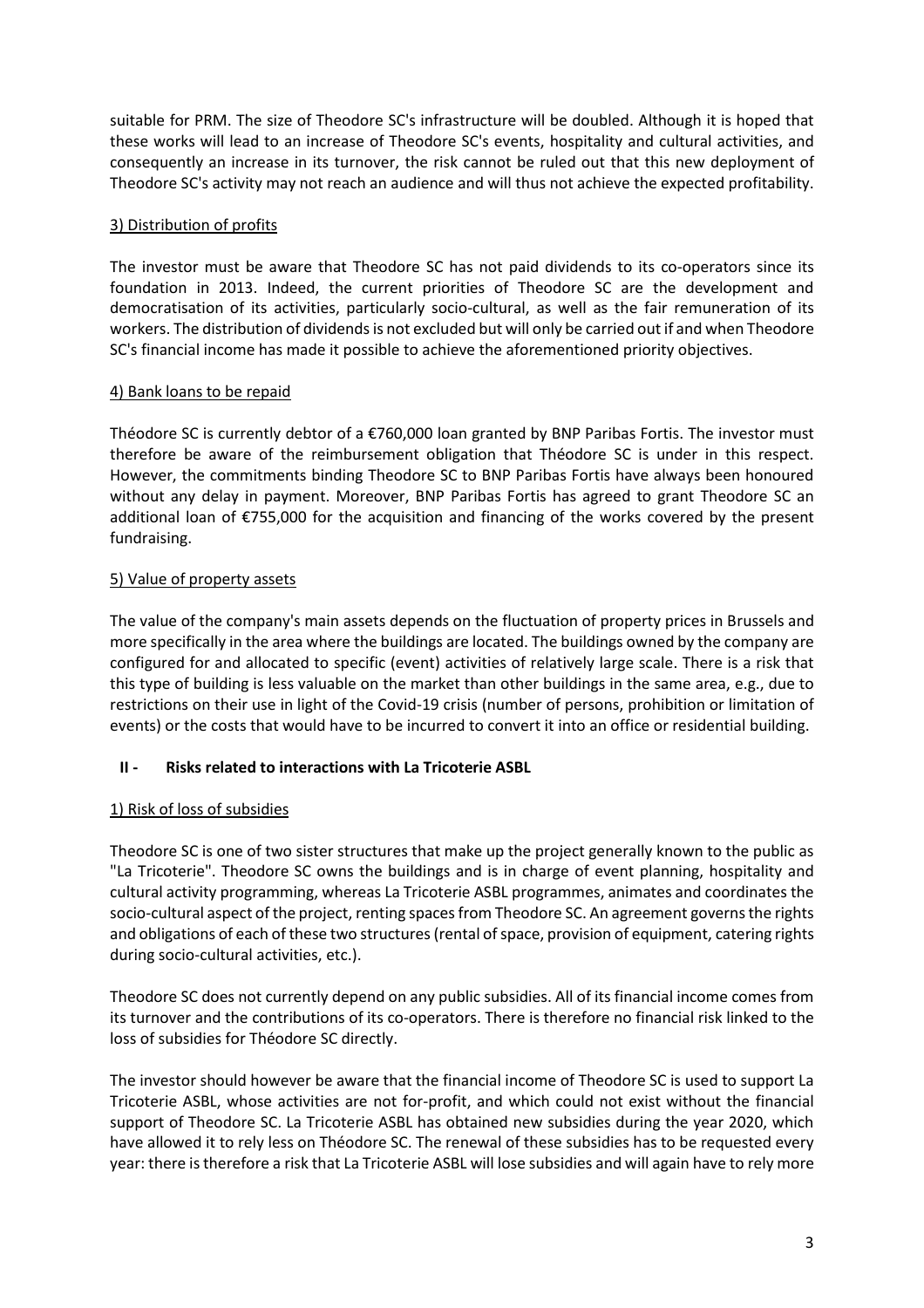suitable for PRM. The size of Theodore SC's infrastructure will be doubled. Although it is hoped that these works will lead to an increase of Theodore SC's events, hospitality and cultural activities, and consequently an increase in its turnover, the risk cannot be ruled out that this new deployment of Theodore SC's activity may not reach an audience and will thus not achieve the expected profitability.

3) Distribution of profits

The investor must be aware that Theodore SC has not paid dividends to its co-operators since its foundation in 2013. Indeed, the current priorities of Theodore SC are the development and democratisation of its activities, particularly socio-cultural, as well as the fair remuneration of its workers. The distribution of dividends is not excluded but will only be carried out if and when Theodore SC's financial income has made it possible to achieve the aforementioned priority objectives.

4) Bank loans to be repaid

Théodore SC is currently debtor of a €760,000 loan granted by BNP Paribas Fortis. The investor must therefore be aware of the reimbursement obligation that Théodore SC is under in this respect. However, the commitments binding Theodore SC to BNP Paribas Fortis have always been honoured without any delay in payment. Moreover, BNP Paribas Fortis has agreed to grant Theodore SC an additional loan of €755,000 for the acquisition and financing of the works covered by the present fundraising.

5) Value of property assets

The value of the company's main assets depends on the fluctuation of property prices in Brussels and more specifically in the area where the buildings are located. The buildings owned by the company are configured for and allocated to specific (event) activities of relatively large scale. There is a risk that this type of building is less valuable on the market than other buildings in the same area, e.g., due to restrictions on their use in light of the Covid-19 crisis (number of persons, prohibition or limitation of events) or the costs that would have to be incurred to convert it into an office or residential building.

## II - Risks related to interactions with La Tricoterie ASBL

1) Risk of loss of subsidies

Theodore SC is one of two sister structures that make up the project generally known to the public as "La Tricoterie". Theodore SC owns the buildings and is in charge of event planning, hospitality and cultural activity programming, whereas La Tricoterie ASBL programmes, animates and coordinates the socio-cultural aspect of the project, renting spaces from Theodore SC. An agreement governs the rights and obligations of each of these two structures (rental of space, provision of equipment, catering rights during socio-cultural activities, etc.).

Theodore SC does not currently depend on any public subsidies. All of its financial income comes from its turnover and the contributions of its co-operators. There is therefore no financial risk linked to the loss of subsidies for Théodore SC directly.

The investor should however be aware that the financial income of Theodore SC is used to support La Tricoterie ASBL, whose activities are not for-profit, and which could not exist without the financial support of Theodore SC. La Tricoterie ASBL has obtained new subsidies during the year 2020, which have allowed it to rely less on Théodore SC. The renewal of these subsidies has to be requested every year: there is therefore a risk that La Tricoterie ASBL will lose subsidies and will again have to rely more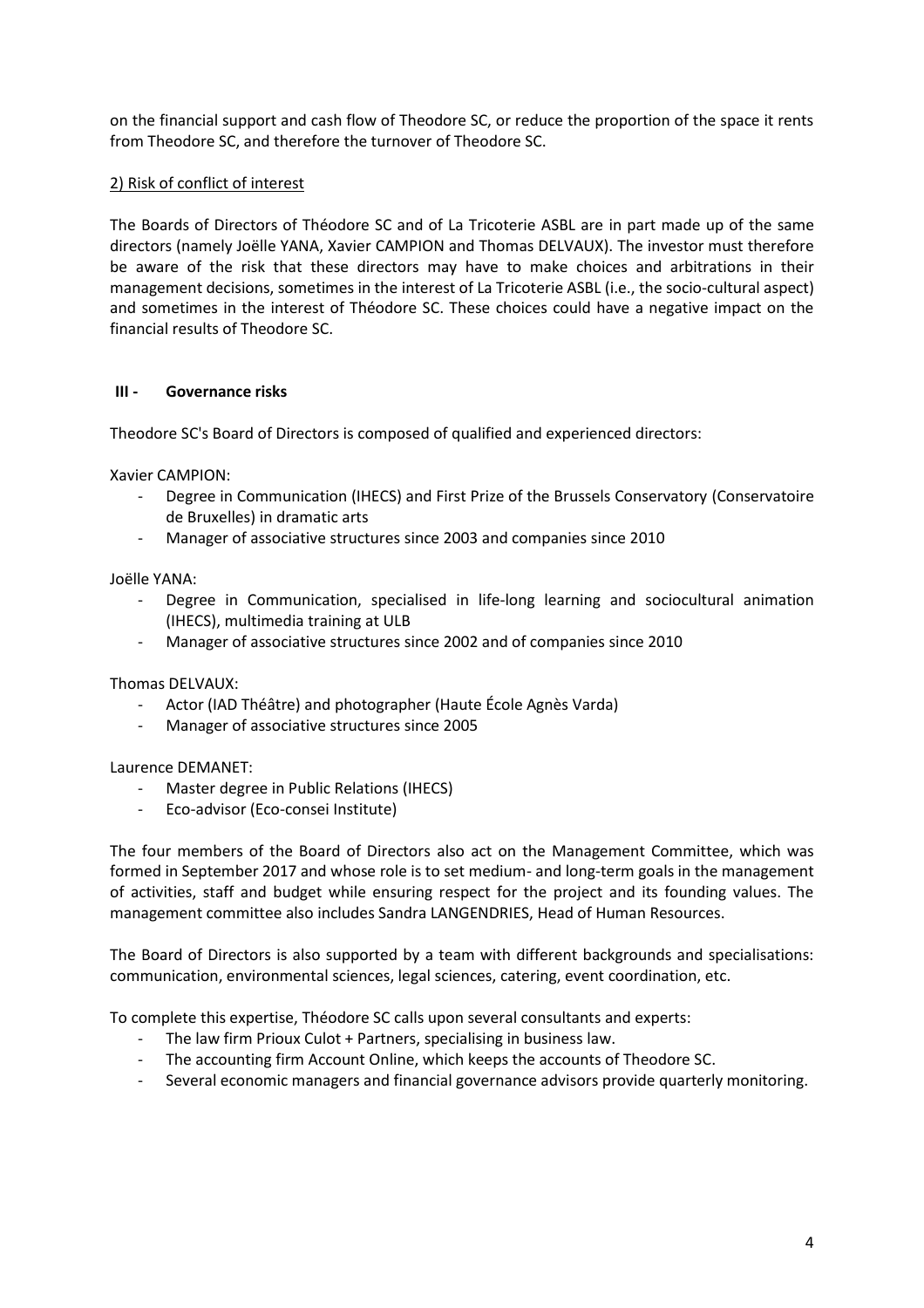on the financial support and cash flow of Theodore SC, or reduce the proportion of the space it rents from Theodore SC, and therefore the turnover of Theodore SC.

2) Risk of conflict of interest

The Boards of Directors of Théodore SC and of La Tricoterie ASBL are in part made up of the same directors (namely Joëlle YANA, Xavier CAMPION and Thomas DELVAUX). The investor must therefore be aware of the risk that these directors may have to make choices and arbitrations in their management decisions, sometimes in the interest of La Tricoterie ASBL (i.e., the socio-cultural aspect) and sometimes in the interest of Théodore SC. These choices could have a negative impact on the financial results of Theodore SC.

## III - Governance risks

Theodore SC's Board of Directors is composed of qualified and experienced directors:

Xavier CAMPION:

- Degree in Communication (IHECS) and First Prize of the Brussels Conservatory (Conservatoire de Bruxelles) in dramatic arts
- Manager of associative structures since 2003 and companies since 2010

Joëlle YANA:

- Degree in Communication, specialised in life-long learning and sociocultural animation (IHECS), multimedia training at ULB
- Manager of associative structures since 2002 and of companies since 2010

Thomas DELVAUX:

- Actor (IAD Théâtre) and photographer (Haute École Agnès Varda)
- Manager of associative structures since 2005

Laurence DEMANET:

- Master degree in Public Relations (IHECS)
- Eco-advisor (Eco-consei Institute)

The four members of the Board of Directors also act on the Management Committee, which was formed in September 2017 and whose role is to set medium- and long-term goals in the management of activities, staff and budget while ensuring respect for the project and its founding values. The management committee also includes Sandra LANGENDRIES, Head of Human Resources.

The Board of Directors is also supported by a team with different backgrounds and specialisations: communication, environmental sciences, legal sciences, catering, event coordination, etc.

To complete this expertise, Théodore SC calls upon several consultants and experts:

- The law firm Prioux Culot + Partners, specialising in business law.
- The accounting firm Account Online, which keeps the accounts of Theodore SC.
- Several economic managers and financial governance advisors provide quarterly monitoring.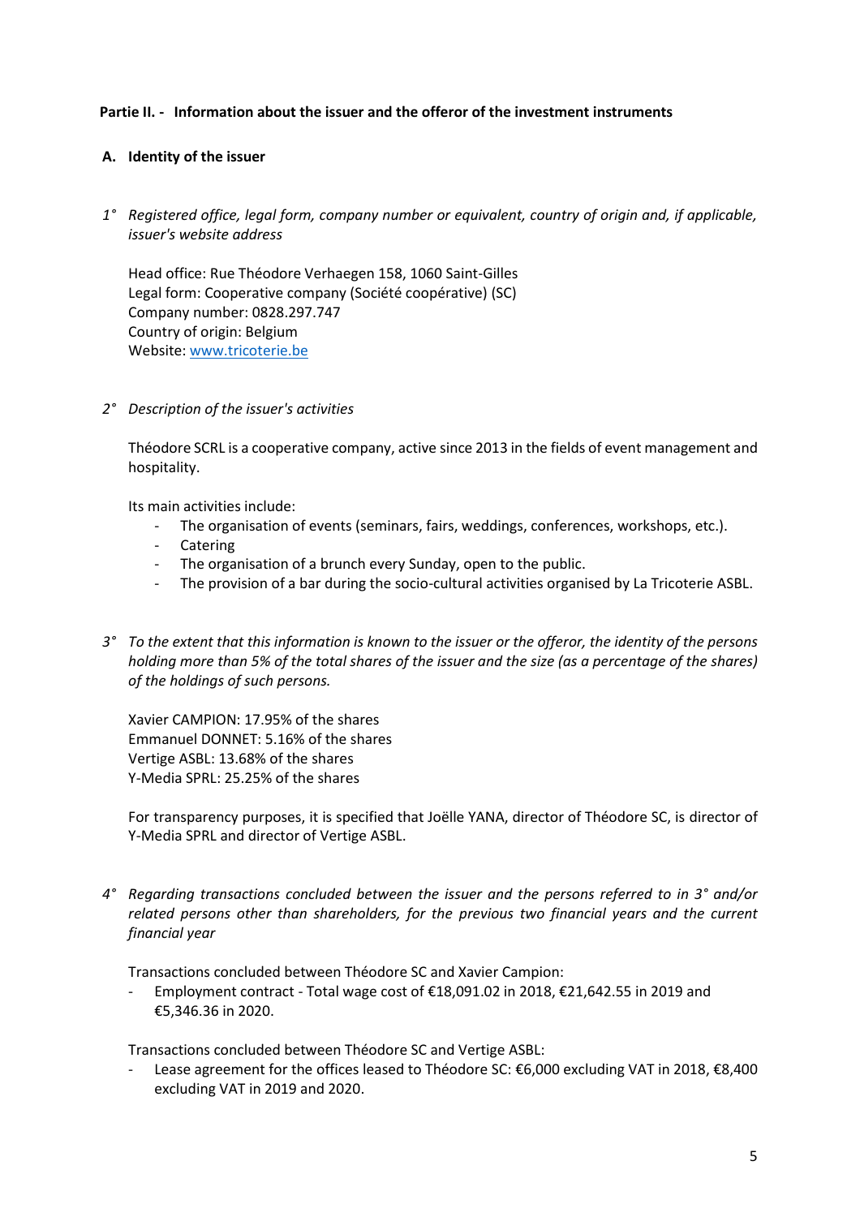## Partie II. - Information about the issuer and the offeror of the investment instruments

### A. Identity of the issuer

1° *Registered office, legal form, company number or equivalent, country of origin and, if applicable, issuer's website address*

Head office: Rue Théodore Verhaegen 158, 1060 Saint-Gilles
Legal form: Cooperative company (Société coopérative) (SC)
Company number: 0828.297.747
Country of origin: Belgium
Website: [www.tricoterie.be](http://www.tricoterie.be)

2° *Description of the issuer's activities*

Théodore SCRL is a cooperative company, active since 2013 in the fields of event management and hospitality.

Its main activities include:

- The organisation of events (seminars, fairs, weddings, conferences, workshops, etc.).
- Catering
- The organisation of a brunch every Sunday, open to the public.
- The provision of a bar during the socio-cultural activities organised by La Tricoterie ASBL.

3° *To the extent that this information is known to the issuer or the offeror, the identity of the persons holding more than 5% of the total shares of the issuer and the size (as a percentage of the shares) of the holdings of such persons.*

Xavier CAMPION: 17.95% of the shares
Emmanuel DONNET: 5.16% of the shares
Vertige ASBL: 13.68% of the shares
Y-Media SPRL: 25.25% of the shares

For transparency purposes, it is specified that Joëlle YANA, director of Théodore SC, is director of Y-Media SPRL and director of Vertige ASBL.

4° *Regarding transactions concluded between the issuer and the persons referred to in 3° and/or related persons other than shareholders, for the previous two financial years and the current financial year*

Transactions concluded between Théodore SC and Xavier Campion:

- Employment contract - Total wage cost of €18,091.02 in 2018, €21,642.55 in 2019 and €5,346.36 in 2020.

Transactions concluded between Théodore SC and Vertige ASBL:

- Lease agreement for the offices leased to Théodore SC: €6,000 excluding VAT in 2018, €8,400 excluding VAT in 2019 and 2020.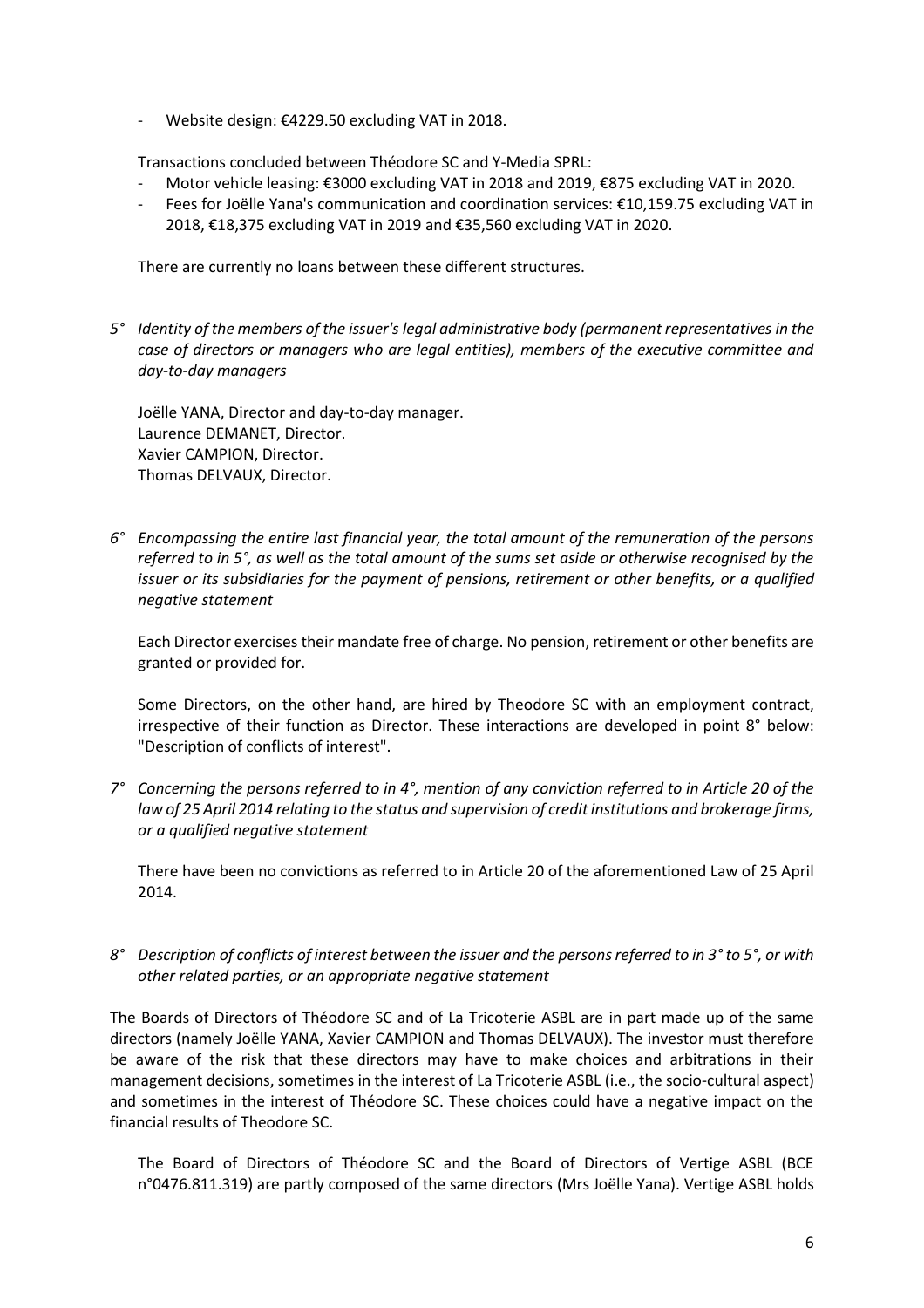- Website design: €4229.50 excluding VAT in 2018.

Transactions concluded between Théodore SC and Y-Media SPRL:

- Motor vehicle leasing: €3000 excluding VAT in 2018 and 2019, €875 excluding VAT in 2020.
- Fees for Joëlle Yana's communication and coordination services: €10,159.75 excluding VAT in 2018, €18,375 excluding VAT in 2019 and €35,560 excluding VAT in 2020.

There are currently no loans between these different structures.

5° *Identity of the members of the issuer's legal administrative body (permanent representatives in the case of directors or managers who are legal entities), members of the executive committee and day-to-day managers*

Joëlle YANA, Director and day-to-day manager.
Laurence DEMANET, Director.
Xavier CAMPION, Director.
Thomas DELVAUX, Director.

6° *Encompassing the entire last financial year, the total amount of the remuneration of the persons referred to in 5°, as well as the total amount of the sums set aside or otherwise recognised by the issuer or its subsidiaries for the payment of pensions, retirement or other benefits, or a qualified negative statement*

Each Director exercises their mandate free of charge. No pension, retirement or other benefits are granted or provided for.

Some Directors, on the other hand, are hired by Theodore SC with an employment contract, irrespective of their function as Director. These interactions are developed in point 8° below: "Description of conflicts of interest".

7° *Concerning the persons referred to in 4°, mention of any conviction referred to in Article 20 of the law of 25 April 2014 relating to the status and supervision of credit institutions and brokerage firms, or a qualified negative statement*

There have been no convictions as referred to in Article 20 of the aforementioned Law of 25 April 2014.

8° *Description of conflicts of interest between the issuer and the persons referred to in 3° to 5°, or with other related parties, or an appropriate negative statement*

The Boards of Directors of Théodore SC and of La Tricoterie ASBL are in part made up of the same directors (namely Joëlle YANA, Xavier CAMPION and Thomas DELVAUX). The investor must therefore be aware of the risk that these directors may have to make choices and arbitrations in their management decisions, sometimes in the interest of La Tricoterie ASBL (i.e., the socio-cultural aspect) and sometimes in the interest of Théodore SC. These choices could have a negative impact on the financial results of Theodore SC.

The Board of Directors of Théodore SC and the Board of Directors of Vertige ASBL (BCE n°0476.811.319) are partly composed of the same directors (Mrs Joëlle Yana). Vertige ASBL holds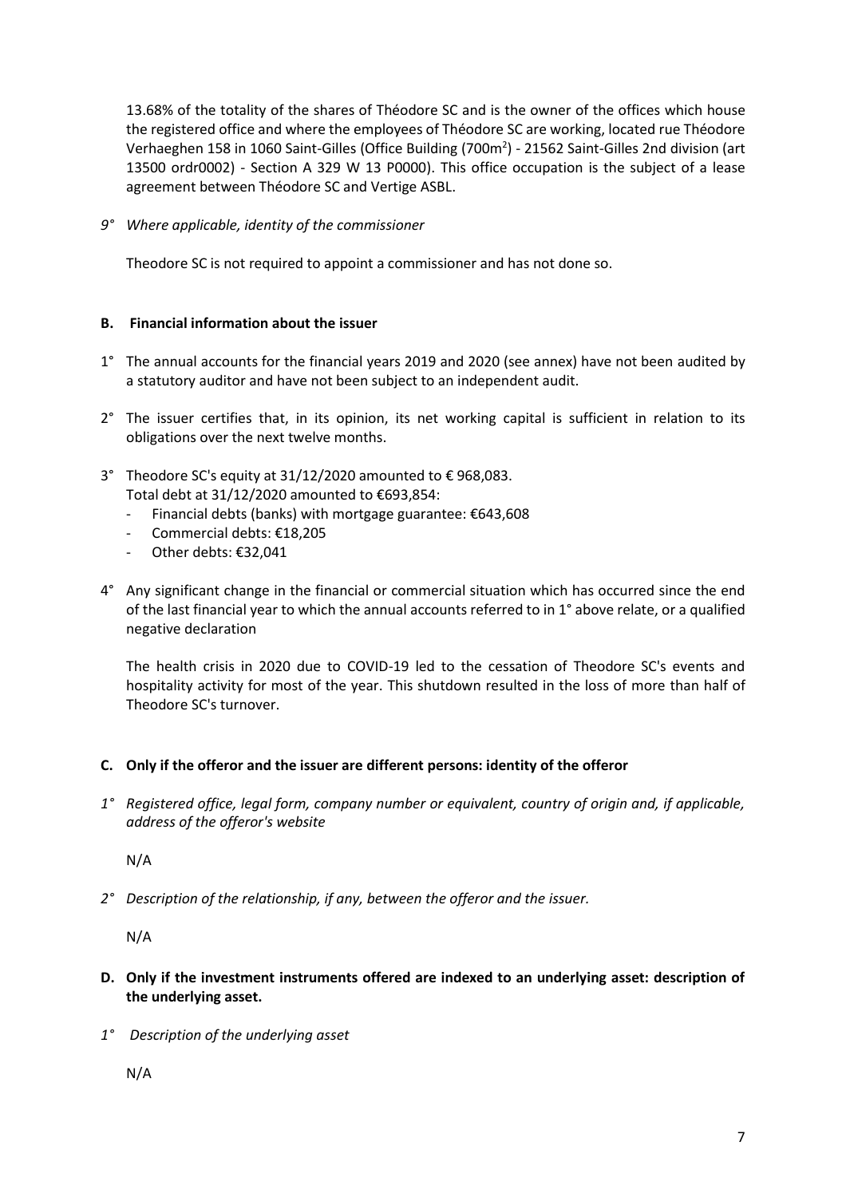13.68% of the totality of the shares of Théodore SC and is the owner of the offices which house the registered office and where the employees of Théodore SC are working, located rue Théodore Verhaeghen 158 in 1060 Saint-Gilles (Office Building (700m$^2$) - 21562 Saint-Gilles 2nd division (art 13500 ordr0002) - Section A 329 W 13 P0000). This office occupation is the subject of a lease agreement between Théodore SC and Vertige ASBL.

9° *Where applicable, identity of the commissioner*

Theodore SC is not required to appoint a commissioner and has not done so.

## B. Financial information about the issuer

1° The annual accounts for the financial years 2019 and 2020 (see annex) have not been audited by a statutory auditor and have not been subject to an independent audit.

2° The issuer certifies that, in its opinion, its net working capital is sufficient in relation to its obligations over the next twelve months.

3° Theodore SC's equity at 31/12/2020 amounted to € 968,083.
Total debt at 31/12/2020 amounted to €693,854:
- Financial debts (banks) with mortgage guarantee: €643,608
- Commercial debts: €18,205
- Other debts: €32,041

4° Any significant change in the financial or commercial situation which has occurred since the end of the last financial year to which the annual accounts referred to in 1° above relate, or a qualified negative declaration

The health crisis in 2020 due to COVID-19 led to the cessation of Theodore SC's events and hospitality activity for most of the year. This shutdown resulted in the loss of more than half of Theodore SC's turnover.

## C. Only if the offeror and the issuer are different persons: identity of the offeror

1° *Registered office, legal form, company number or equivalent, country of origin and, if applicable, address of the offeror's website*

N/A

2° *Description of the relationship, if any, between the offeror and the issuer.*

N/A

## D. Only if the investment instruments offered are indexed to an underlying asset: description of the underlying asset.

1° *Description of the underlying asset*

N/A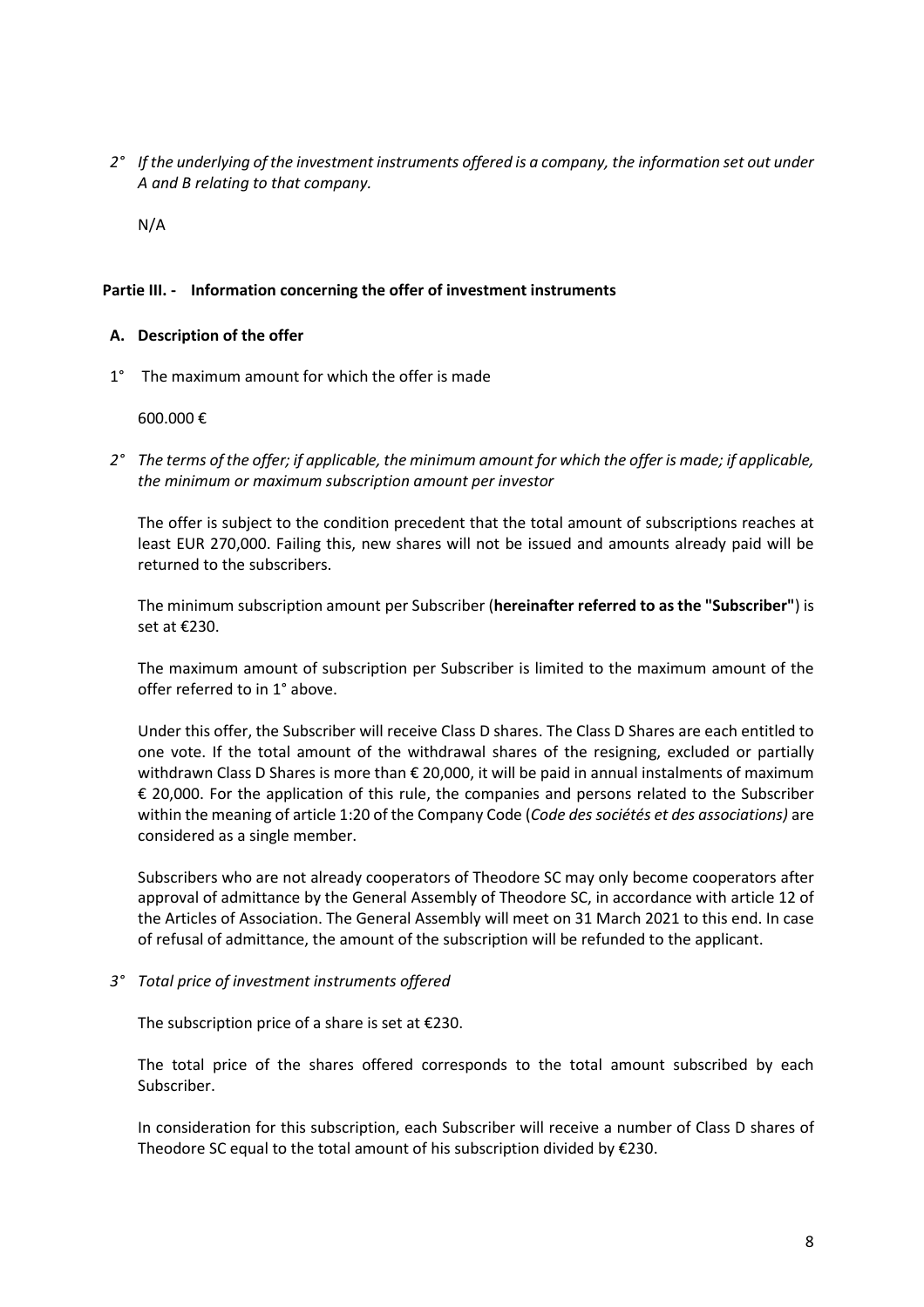*2° If the underlying of the investment instruments offered is a company, the information set out under A and B relating to that company.*

N/A

## Partie III. - Information concerning the offer of investment instruments

### A. Description of the offer

1° The maximum amount for which the offer is made

600.000 €

*2° The terms of the offer; if applicable, the minimum amount for which the offer is made; if applicable, the minimum or maximum subscription amount per investor*

The offer is subject to the condition precedent that the total amount of subscriptions reaches at least EUR 270,000. Failing this, new shares will not be issued and amounts already paid will be returned to the subscribers.

The minimum subscription amount per Subscriber (**hereinafter referred to as the "Subscriber"**) is set at €230.

The maximum amount of subscription per Subscriber is limited to the maximum amount of the offer referred to in 1° above.

Under this offer, the Subscriber will receive Class D shares. The Class D Shares are each entitled to one vote. If the total amount of the withdrawal shares of the resigning, excluded or partially withdrawn Class D Shares is more than € 20,000, it will be paid in annual instalments of maximum € 20,000. For the application of this rule, the companies and persons related to the Subscriber within the meaning of article 1:20 of the Company Code (*Code des sociétés et des associations)* are considered as a single member.

Subscribers who are not already cooperators of Theodore SC may only become cooperators after approval of admittance by the General Assembly of Theodore SC, in accordance with article 12 of the Articles of Association. The General Assembly will meet on 31 March 2021 to this end. In case of refusal of admittance, the amount of the subscription will be refunded to the applicant.

*3° Total price of investment instruments offered*

The subscription price of a share is set at €230.

The total price of the shares offered corresponds to the total amount subscribed by each Subscriber.

In consideration for this subscription, each Subscriber will receive a number of Class D shares of Theodore SC equal to the total amount of his subscription divided by €230.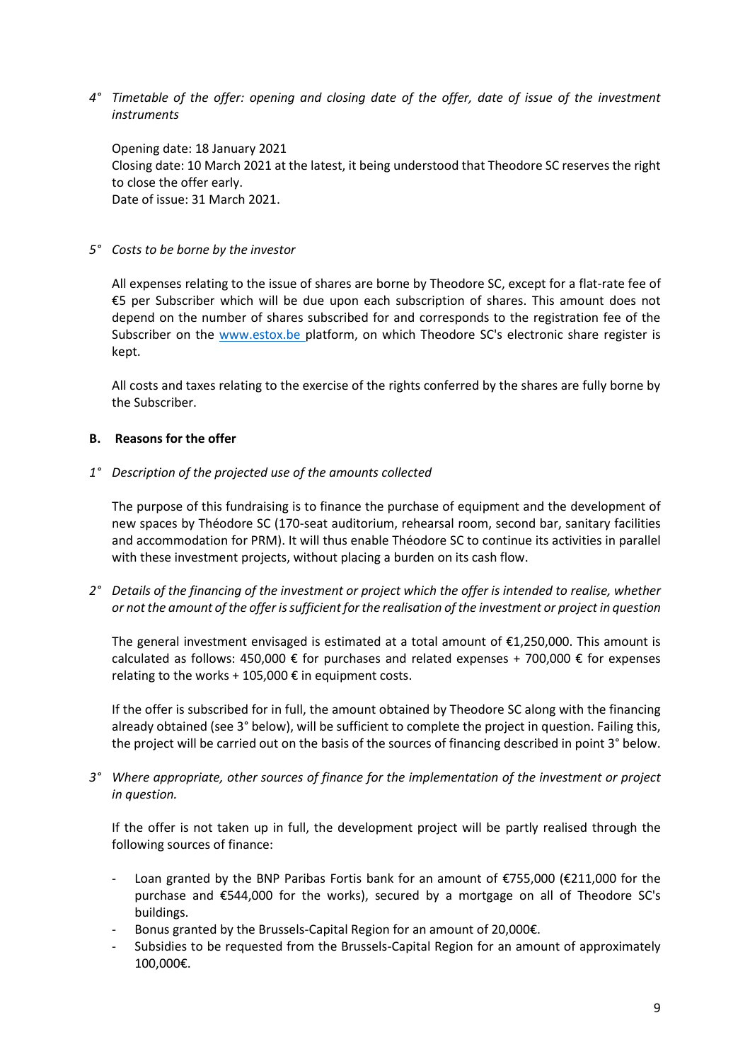*4° Timetable of the offer: opening and closing date of the offer, date of issue of the investment instruments*

Opening date: 18 January 2021
Closing date: 10 March 2021 at the latest, it being understood that Theodore SC reserves the right to close the offer early.
Date of issue: 31 March 2021.

*5° Costs to be borne by the investor*

All expenses relating to the issue of shares are borne by Theodore SC, except for a flat-rate fee of €5 per Subscriber which will be due upon each subscription of shares. This amount does not depend on the number of shares subscribed for and corresponds to the registration fee of the Subscriber on the www.estox.be platform, on which Theodore SC's electronic share register is kept.

All costs and taxes relating to the exercise of the rights conferred by the shares are fully borne by the Subscriber.

**B. Reasons for the offer**

*1° Description of the projected use of the amounts collected*

The purpose of this fundraising is to finance the purchase of equipment and the development of new spaces by Théodore SC (170-seat auditorium, rehearsal room, second bar, sanitary facilities and accommodation for PRM). It will thus enable Théodore SC to continue its activities in parallel with these investment projects, without placing a burden on its cash flow.

*2° Details of the financing of the investment or project which the offer is intended to realise, whether or not the amount of the offer is sufficient for the realisation of the investment or project in question*

The general investment envisaged is estimated at a total amount of €1,250,000. This amount is calculated as follows: 450,000 € for purchases and related expenses + 700,000 € for expenses relating to the works + 105,000 € in equipment costs.

If the offer is subscribed for in full, the amount obtained by Theodore SC along with the financing already obtained (see 3° below), will be sufficient to complete the project in question. Failing this, the project will be carried out on the basis of the sources of financing described in point 3° below.

*3° Where appropriate, other sources of finance for the implementation of the investment or project in question.*

If the offer is not taken up in full, the development project will be partly realised through the following sources of finance:

- Loan granted by the BNP Paribas Fortis bank for an amount of €755,000 (€211,000 for the purchase and €544,000 for the works), secured by a mortgage on all of Theodore SC's buildings.
- Bonus granted by the Brussels-Capital Region for an amount of 20,000€.
- Subsidies to be requested from the Brussels-Capital Region for an amount of approximately 100,000€.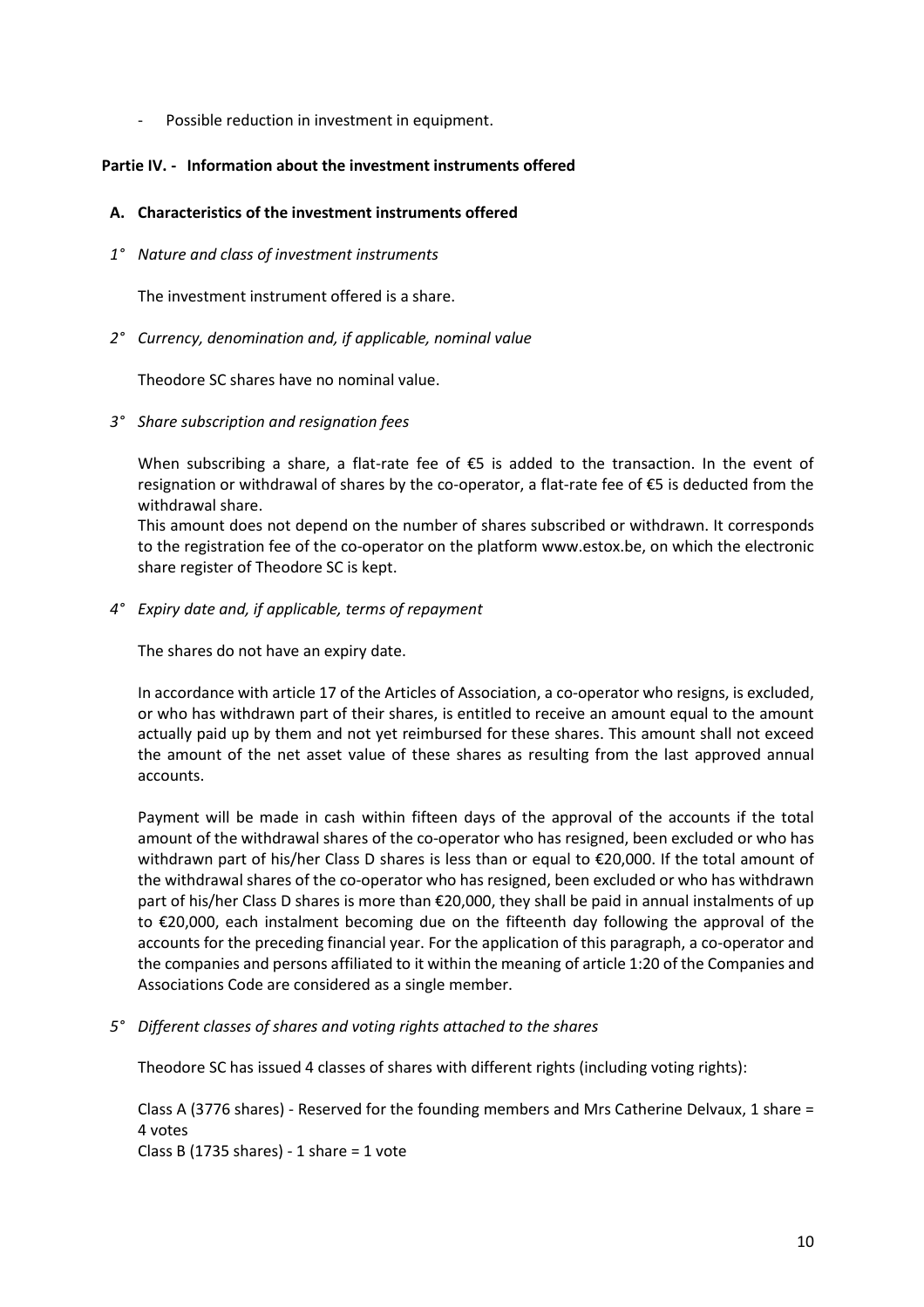- Possible reduction in investment in equipment.

## Partie IV. - Information about the investment instruments offered

### A. Characteristics of the investment instruments offered

*1° Nature and class of investment instruments*

The investment instrument offered is a share.

*2° Currency, denomination and, if applicable, nominal value*

Theodore SC shares have no nominal value.

*3° Share subscription and resignation fees*

When subscribing a share, a flat-rate fee of €5 is added to the transaction. In the event of resignation or withdrawal of shares by the co-operator, a flat-rate fee of €5 is deducted from the withdrawal share.

This amount does not depend on the number of shares subscribed or withdrawn. It corresponds to the registration fee of the co-operator on the platform www.estox.be, on which the electronic share register of Theodore SC is kept.

*4° Expiry date and, if applicable, terms of repayment*

The shares do not have an expiry date.

In accordance with article 17 of the Articles of Association, a co-operator who resigns, is excluded, or who has withdrawn part of their shares, is entitled to receive an amount equal to the amount actually paid up by them and not yet reimbursed for these shares. This amount shall not exceed the amount of the net asset value of these shares as resulting from the last approved annual accounts.

Payment will be made in cash within fifteen days of the approval of the accounts if the total amount of the withdrawal shares of the co-operator who has resigned, been excluded or who has withdrawn part of his/her Class D shares is less than or equal to €20,000. If the total amount of the withdrawal shares of the co-operator who has resigned, been excluded or who has withdrawn part of his/her Class D shares is more than €20,000, they shall be paid in annual instalments of up to €20,000, each instalment becoming due on the fifteenth day following the approval of the accounts for the preceding financial year. For the application of this paragraph, a co-operator and the companies and persons affiliated to it within the meaning of article 1:20 of the Companies and Associations Code are considered as a single member.

*5° Different classes of shares and voting rights attached to the shares*

Theodore SC has issued 4 classes of shares with different rights (including voting rights):

Class A (3776 shares) - Reserved for the founding members and Mrs Catherine Delvaux, 1 share = 4 votes
Class B (1735 shares) - 1 share = 1 vote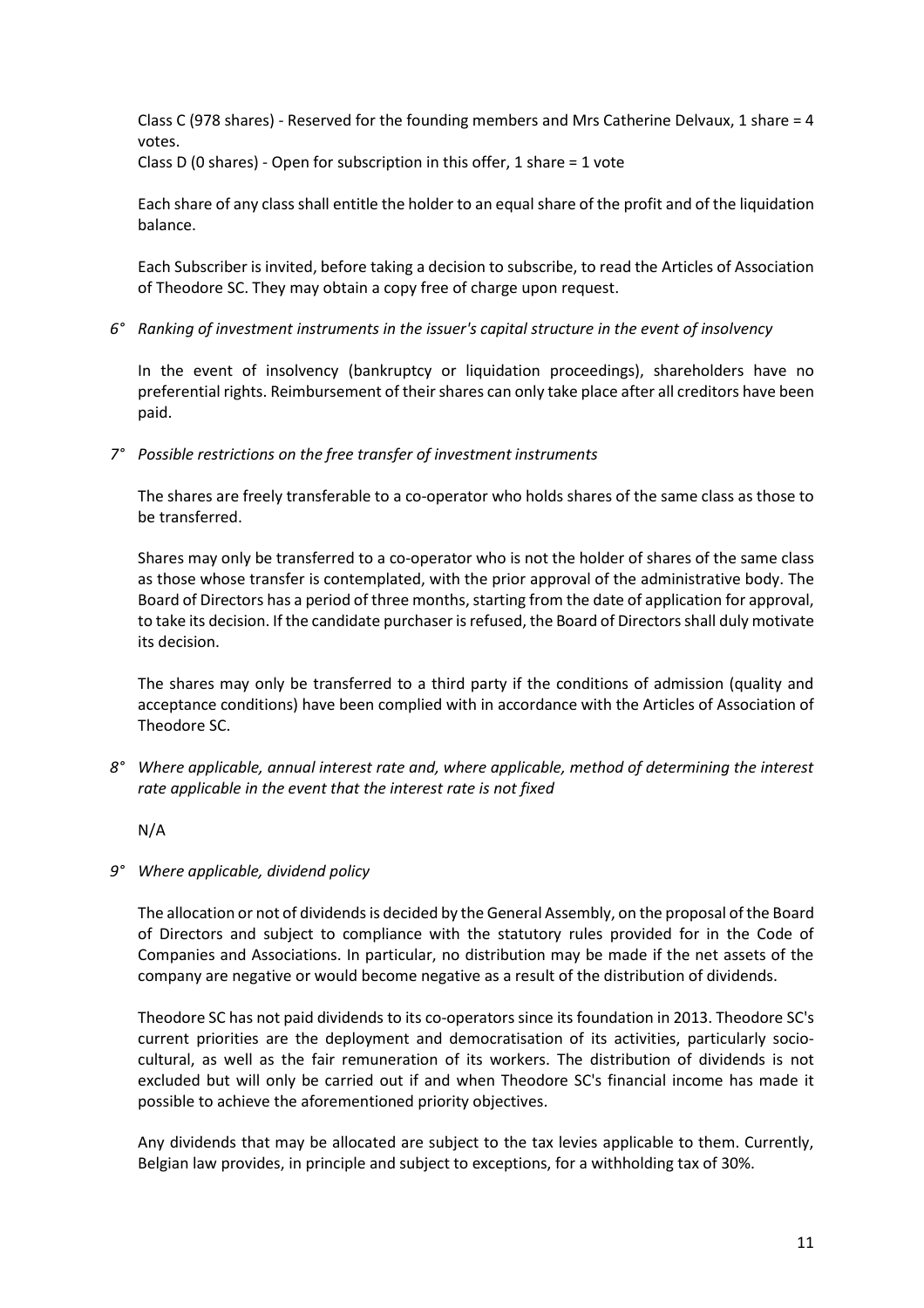Class C (978 shares) - Reserved for the founding members and Mrs Catherine Delvaux, 1 share = 4 votes.
Class D (0 shares) - Open for subscription in this offer, 1 share = 1 vote

Each share of any class shall entitle the holder to an equal share of the profit and of the liquidation balance.

Each Subscriber is invited, before taking a decision to subscribe, to read the Articles of Association of Theodore SC. They may obtain a copy free of charge upon request.

*6° Ranking of investment instruments in the issuer's capital structure in the event of insolvency*

In the event of insolvency (bankruptcy or liquidation proceedings), shareholders have no preferential rights. Reimbursement of their shares can only take place after all creditors have been paid.

*7° Possible restrictions on the free transfer of investment instruments*

The shares are freely transferable to a co-operator who holds shares of the same class as those to be transferred.

Shares may only be transferred to a co-operator who is not the holder of shares of the same class as those whose transfer is contemplated, with the prior approval of the administrative body. The Board of Directors has a period of three months, starting from the date of application for approval, to take its decision. If the candidate purchaser is refused, the Board of Directors shall duly motivate its decision.

The shares may only be transferred to a third party if the conditions of admission (quality and acceptance conditions) have been complied with in accordance with the Articles of Association of Theodore SC.

*8° Where applicable, annual interest rate and, where applicable, method of determining the interest rate applicable in the event that the interest rate is not fixed*

N/A

*9° Where applicable, dividend policy*

The allocation or not of dividends is decided by the General Assembly, on the proposal of the Board of Directors and subject to compliance with the statutory rules provided for in the Code of Companies and Associations. In particular, no distribution may be made if the net assets of the company are negative or would become negative as a result of the distribution of dividends.

Theodore SC has not paid dividends to its co-operators since its foundation in 2013. Theodore SC's current priorities are the deployment and democratisation of its activities, particularly socio-cultural, as well as the fair remuneration of its workers. The distribution of dividends is not excluded but will only be carried out if and when Theodore SC's financial income has made it possible to achieve the aforementioned priority objectives.

Any dividends that may be allocated are subject to the tax levies applicable to them. Currently, Belgian law provides, in principle and subject to exceptions, for a withholding tax of 30%.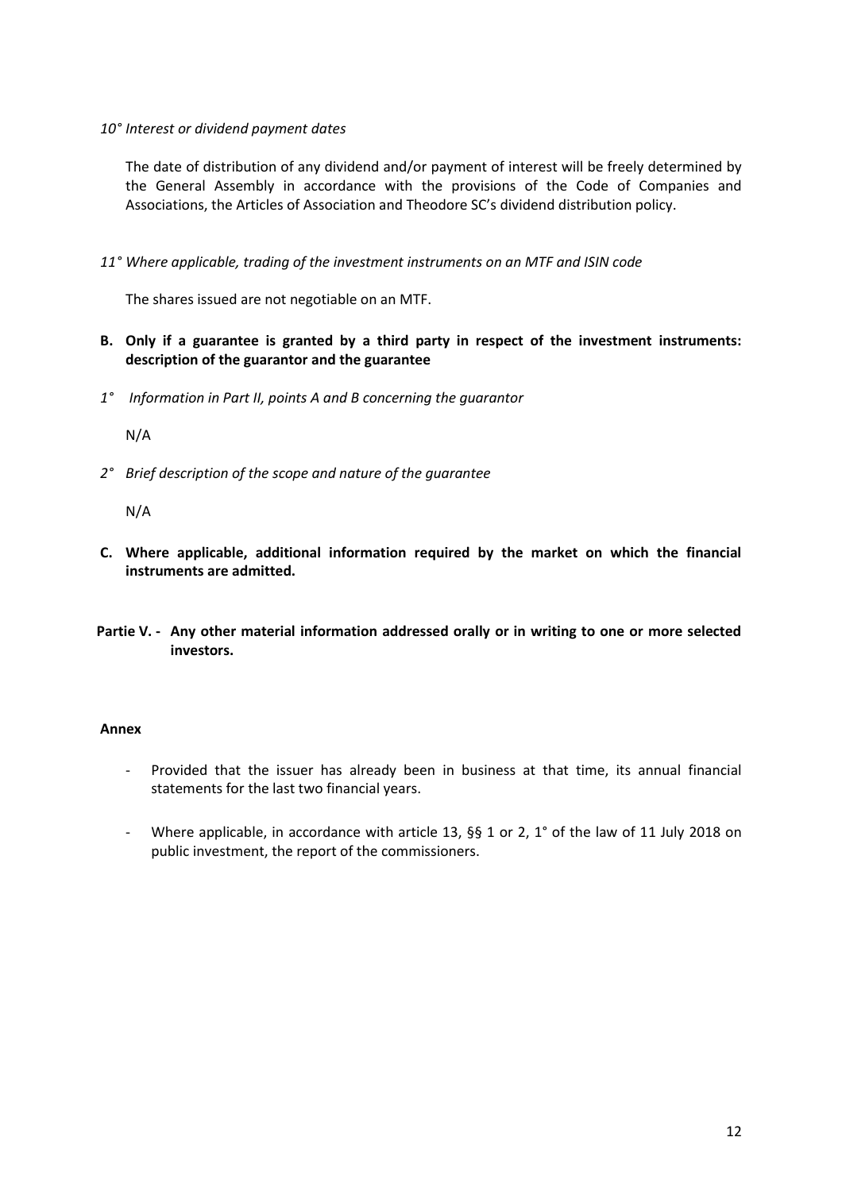*10° Interest or dividend payment dates*

The date of distribution of any dividend and/or payment of interest will be freely determined by the General Assembly in accordance with the provisions of the Code of Companies and Associations, the Articles of Association and Theodore SC's dividend distribution policy.

*11° Where applicable, trading of the investment instruments on an MTF and ISIN code*

The shares issued are not negotiable on an MTF.

**B. Only if a guarantee is granted by a third party in respect of the investment instruments: description of the guarantor and the guarantee**

*1° Information in Part II, points A and B concerning the guarantor*

N/A

*2° Brief description of the scope and nature of the guarantee*

N/A

**C. Where applicable, additional information required by the market on which the financial instruments are admitted.**

**Partie V. - Any other material information addressed orally or in writing to one or more selected investors.**

**Annex**

- Provided that the issuer has already been in business at that time, its annual financial statements for the last two financial years.
- Where applicable, in accordance with article 13, §§ 1 or 2, 1° of the law of 11 July 2018 on public investment, the report of the commissioners.